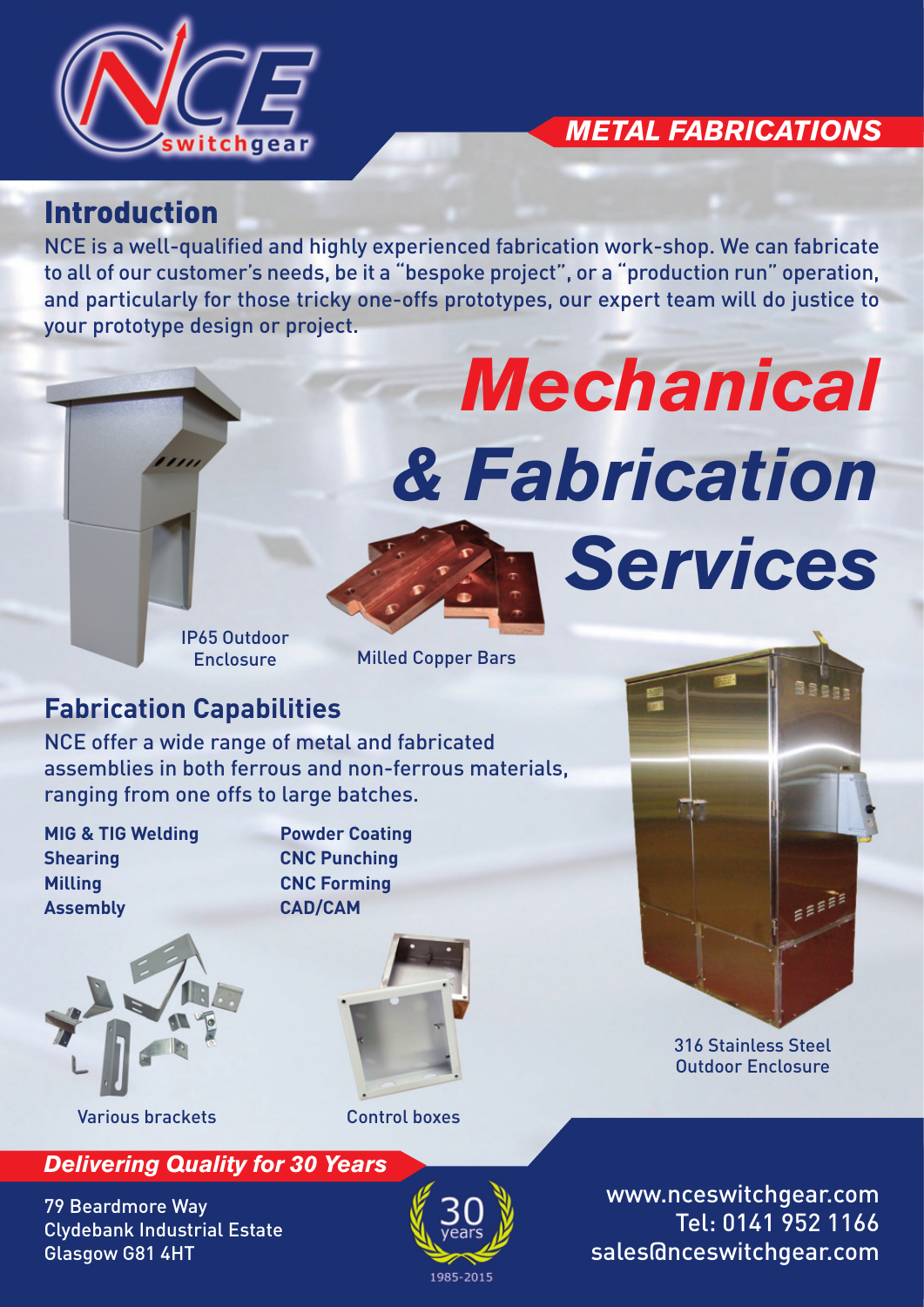NCE switchgear

*METAL FABRICATIONS*

## Introduction

NCE is a well-qualified and highly experienced fabrication work-shop. We can fabricate to all of our customer's needs, be it a "bespoke project", or a "production run" operation, and particularly for those tricky one-offs prototypes, our expert team will do justice to your prototype design or project.

# *Mechanical & Fabrication Services*

IP65 Outdoor Enclosure

Milled Copper Bars

## Fabrication Capabilities

NCE offer a wide range of metal and fabricated assemblies in both ferrous and non-ferrous materials, ranging from one offs to large batches.

**MIG & TIG Welding**
**Shearing**
**Milling**
**Assembly**
**Powder Coating**
**CNC Punching**
**CNC Forming**
**CAD/CAM**

Various brackets

Control boxes

316 Stainless Steel Outdoor Enclosure

***Delivering Quality for 30 Years***

79 Beardmore Way
Clydebank Industrial Estate
Glasgow G81 4HT

30 years
1985-2015

www.nceswitchgear.com
Tel: 0141 952 1166
sales@nceswitchgear.com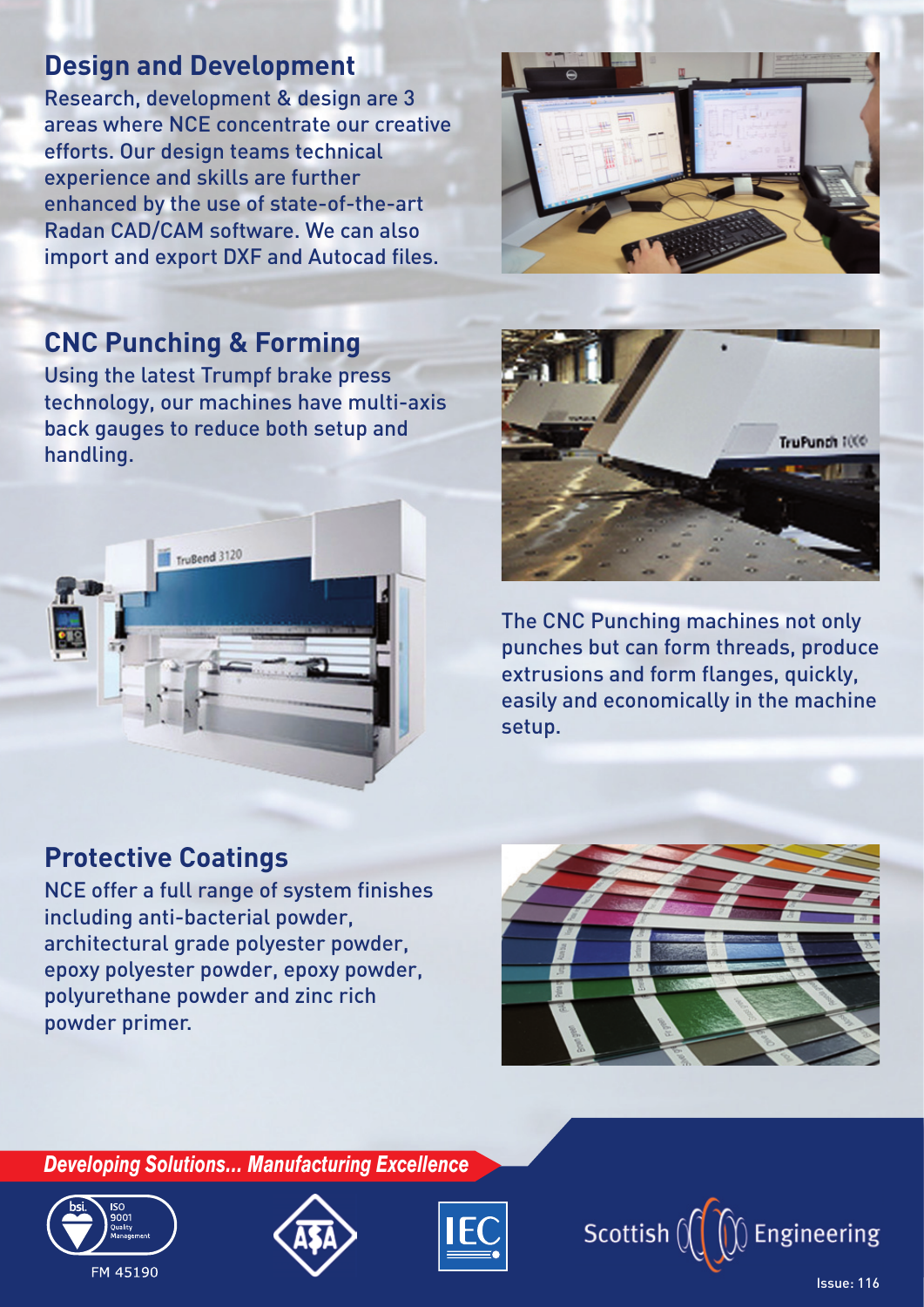## Design and Development

Research, development & design are 3 areas where NCE concentrate our creative efforts. Our design teams technical experience and skills are further enhanced by the use of state-of-the-art Radan CAD/CAM software. We can also import and export DXF and Autocad files.

## CNC Punching & Forming

Using the latest Trumpf brake press technology, our machines have multi-axis back gauges to reduce both setup and handling.

The CNC Punching machines not only punches but can form threads, produce extrusions and form flanges, quickly, easily and economically in the machine setup.

## Protective Coatings

NCE offer a full range of system finishes including anti-bacterial powder, architectural grade polyester powder, epoxy polyester powder, epoxy powder, polyurethane powder and zinc rich powder primer.

***Developing Solutions... Manufacturing Excellence***

FM 45190

Issue: 116